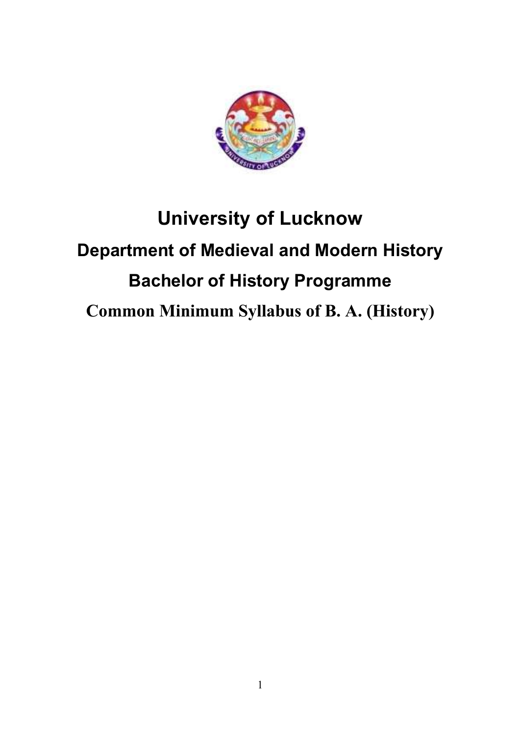# University of Lucknow

## Department of Medieval and Modern History

## Bachelor of History Programme

## Common Minimum Syllabus of B. A. (History)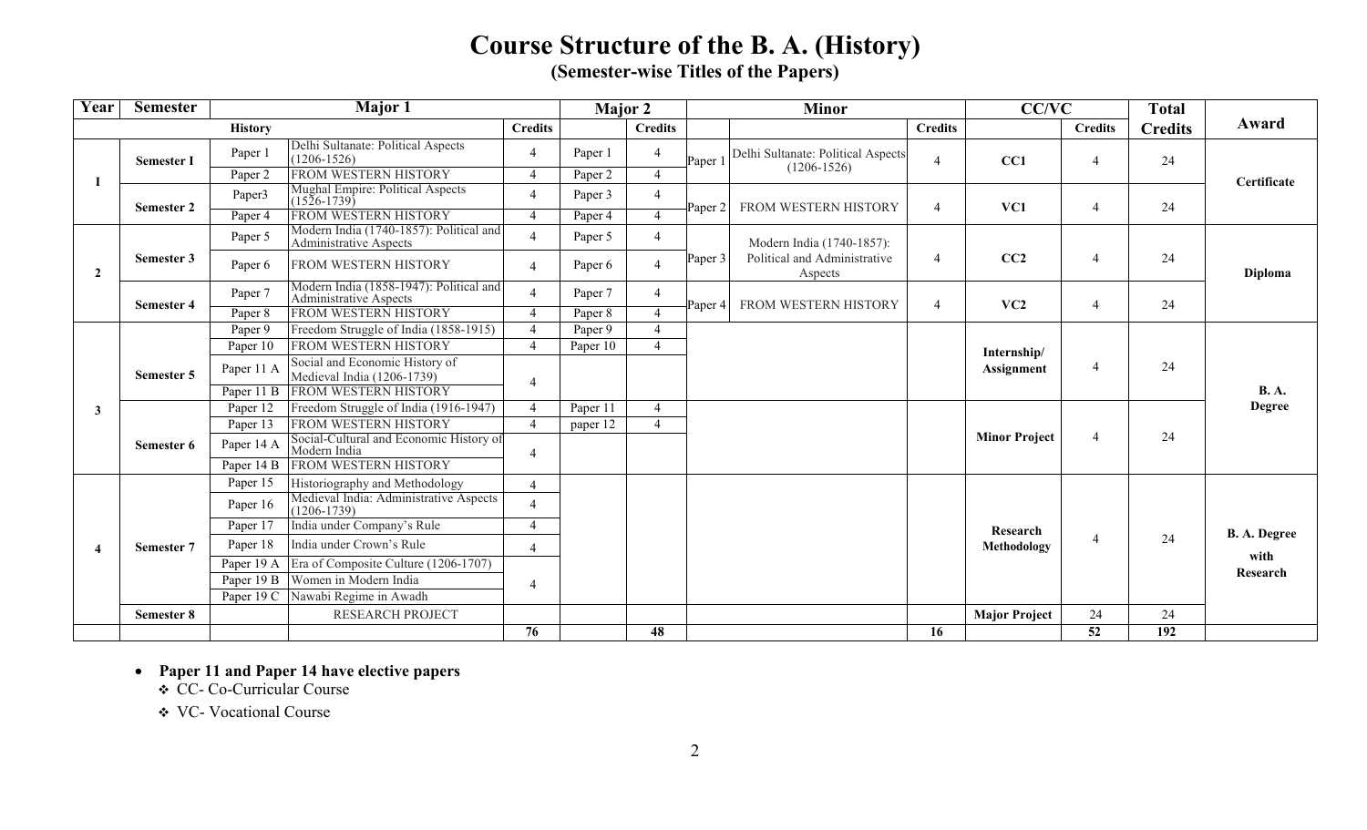# Course Structure of the B. A. (History)

## (Semester-wise Titles of the Papers)

| Year | Semester | Major 1 | | | Major 2 | | Minor | | | CC/VC | | Total | Award |
|---|---|---|---|---|---|---|---|---|---|---|---|---|---|
| | | History | | Credits | | Credits | | | Credits | | Credits | Credits | |
| I | Semester I | Paper 1 | Delhi Sultanate: Political Aspects (1206-1526) | 4 | Paper 1 | 4 | Paper 1 | Delhi Sultanate: Political Aspects (1206-1526) | 4 | CC1 | 4 | 24 | Certificate |
| | | Paper 2 | FROM WESTERN HISTORY | 4 | Paper 2 | 4 | | | | | | | |
| | Semester 2 | Paper3 | Mughal Empire: Political Aspects (1526-1739) | 4 | Paper 3 | 4 | Paper 2 | FROM WESTERN HISTORY | 4 | VC1 | 4 | 24 | |
| | | Paper 4 | FROM WESTERN HISTORY | 4 | Paper 4 | 4 | | | | | | | |
| 2 | Semester 3 | Paper 5 | Modern India (1740-1857): Political and Administrative Aspects | 4 | Paper 5 | 4 | Paper 3 | Modern India (1740-1857): Political and Administrative Aspects | 4 | CC2 | 4 | 24 | Diploma |
| | | Paper 6 | FROM WESTERN HISTORY | 4 | Paper 6 | 4 | | | | | | | |
| | Semester 4 | Paper 7 | Modern India (1858-1947): Political and Administrative Aspects | 4 | Paper 7 | 4 | Paper 4 | FROM WESTERN HISTORY | 4 | VC2 | 4 | 24 | |
| | | Paper 8 | FROM WESTERN HISTORY | 4 | Paper 8 | 4 | | | | | | | |
| 3 | Semester 5 | Paper 9 | Freedom Struggle of India (1858-1915) | 4 | Paper 9 | 4 | | | | Internship/ Assignment | 4 | 24 | B. A. Degree |
| | | Paper 10 | FROM WESTERN HISTORY | 4 | Paper 10 | 4 | | | | | | | |
| | | Paper 11 A | Social and Economic History of Medieval India (1206-1739) | 4 | | | | | | | | | |
| | | Paper 11 B | FROM WESTERN HISTORY | | | | | | | | | | |
| | Semester 6 | Paper 12 | Freedom Struggle of India (1916-1947) | 4 | Paper 11 | 4 | | | | Minor Project | 4 | 24 | |
| | | Paper 13 | FROM WESTERN HISTORY | 4 | paper 12 | 4 | | | | | | | |
| | | Paper 14 A | Social-Cultural and Economic History of Modern India | 4 | | | | | | | | | |
| | | Paper 14 B | FROM WESTERN HISTORY | | | | | | | | | | |
| 4 | Semester 7 | Paper 15 | Historiography and Methodology | 4 | | | | | | Research Methodology | 4 | 24 | B. A. Degree with Research |
| | | Paper 16 | Medieval India: Administrative Aspects (1206-1739) | 4 | | | | | | | | | |
| | | Paper 17 | India under Company's Rule | 4 | | | | | | | | | |
| | | Paper 18 | India under Crown's Rule | 4 | | | | | | | | | |
| | | Paper 19 A | Era of Composite Culture (1206-1707) | 4 | | | | | | | | | |
| | | Paper 19 B | Women in Modern India | | | | | | | | | | |
| | | Paper 19 C | Nawabi Regime in Awadh | | | | | | | | | | |
| | Semester 8 | | RESEARCH PROJECT | | | | | | | Major Project | 24 | 24 | |
| | | | | 76 | | 48 | | | 16 | | 52 | 192 | |

- **Paper 11 and Paper 14 have elective papers**
  - CC- Co-Curricular Course
  - VC- Vocational Course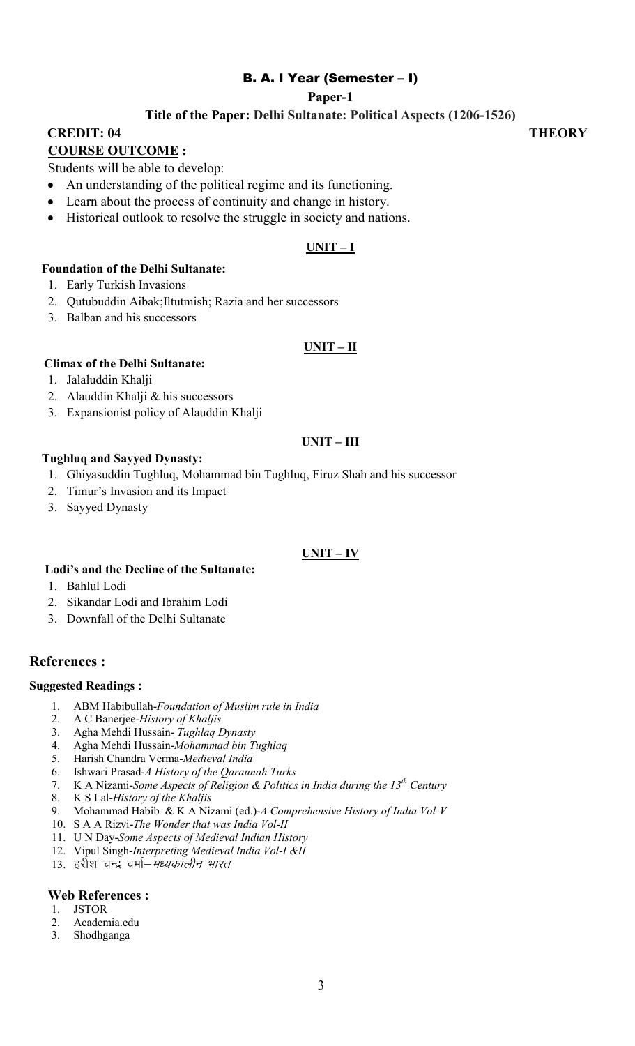## B. A. I Year (Semester – I)

**Paper-1**

**Title of the Paper: Delhi Sultanate: Political Aspects (1206-1526)**

**CREDIT: 04** **THEORY**

**COURSE OUTCOME :**

Students will be able to develop:

- An understanding of the political regime and its functioning.
- Learn about the process of continuity and change in history.
- Historical outlook to resolve the struggle in society and nations.

### UNIT – I

**Foundation of the Delhi Sultanate:**

1. Early Turkish Invasions
2. Qutubuddin Aibak;Iltutmish; Razia and her successors
3. Balban and his successors

### UNIT – II

**Climax of the Delhi Sultanate:**

1. Jalaluddin Khalji
2. Alauddin Khalji & his successors
3. Expansionist policy of Alauddin Khalji

### UNIT – III

**Tughluq and Sayyed Dynasty:**

1. Ghiyasuddin Tughluq, Mohammad bin Tughluq, Firuz Shah and his successor
2. Timur's Invasion and its Impact
3. Sayyed Dynasty

### UNIT – IV

**Lodi's and the Decline of the Sultanate:**

1. Bahlul Lodi
2. Sikandar Lodi and Ibrahim Lodi
3. Downfall of the Delhi Sultanate

## References :

**Suggested Readings :**

1. ABM Habibullah-*Foundation of Muslim rule in India*
2. A C Banerjee-*History of Khaljis*
3. Agha Mehdi Hussain- *Tughlaq Dynasty*
4. Agha Mehdi Hussain-*Mohammad bin Tughlaq*
5. Harish Chandra Verma-*Medieval India*
6. Ishwari Prasad-*A History of the Qaraunah Turks*
7. K A Nizami-*Some Aspects of Religion & Politics in India during the 13th Century*
8. K S Lal-*History of the Khaljis*
9. Mohammad Habib & K A Nizami (ed.)-*A Comprehensive History of India Vol-V*
10. S A A Rizvi-*The Wonder that was India Vol-II*
11. U N Day-*Some Aspects of Medieval Indian History*
12. Vipul Singh-*Interpreting Medieval India Vol-I &II*
13. हरीश चन्द्र वर्मा–*मध्यकालीन भारत*

**Web References :**

1. JSTOR
2. Academia.edu
3. Shodhganga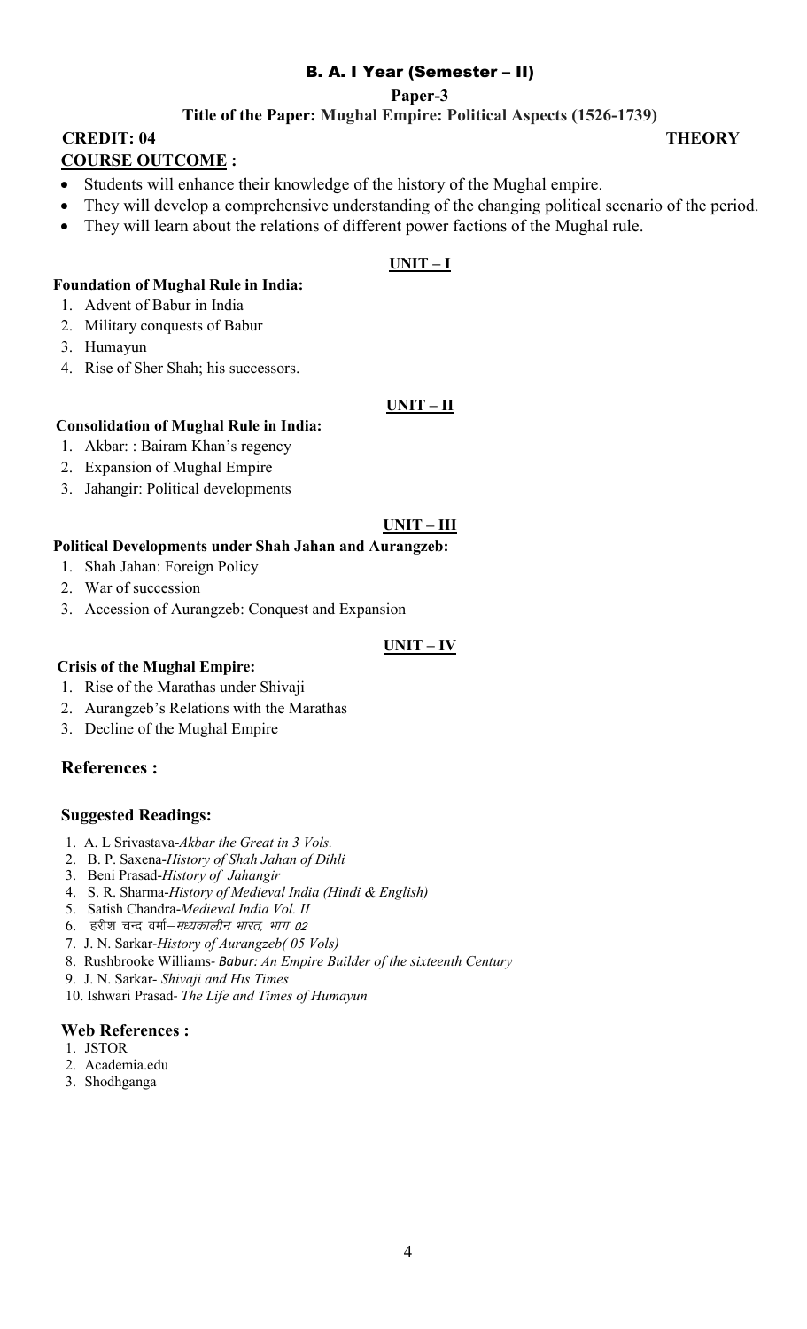## B. A. I Year (Semester – II)

**Paper-3**

**Title of the Paper: Mughal Empire: Political Aspects (1526-1739)**

**CREDIT: 04** **THEORY**

**COURSE OUTCOME :**

- Students will enhance their knowledge of the history of the Mughal empire.
- They will develop a comprehensive understanding of the changing political scenario of the period.
- They will learn about the relations of different power factions of the Mughal rule.

**UNIT – I**

**Foundation of Mughal Rule in India:**

1. Advent of Babur in India
2. Military conquests of Babur
3. Humayun
4. Rise of Sher Shah; his successors.

**UNIT – II**

**Consolidation of Mughal Rule in India:**

1. Akbar: : Bairam Khan's regency
2. Expansion of Mughal Empire
3. Jahangir: Political developments

**UNIT – III**

**Political Developments under Shah Jahan and Aurangzeb:**

1. Shah Jahan: Foreign Policy
2. War of succession
3. Accession of Aurangzeb: Conquest and Expansion

**UNIT – IV**

**Crisis of the Mughal Empire:**

1. Rise of the Marathas under Shivaji
2. Aurangzeb's Relations with the Marathas
3. Decline of the Mughal Empire

### References :

**Suggested Readings:**

1. A. L Srivastava-*Akbar the Great in 3 Vols.*
2. B. P. Saxena-*History of Shah Jahan of Dihli*
3. Beni Prasad-*History of Jahangir*
4. S. R. Sharma-*History of Medieval India (Hindi & English)*
5. Satish Chandra-*Medieval India Vol. II*
6. हरीश चन्द वर्मा–*मध्यकालीन भारत, भाग 02*
7. J. N. Sarkar-*History of Aurangzeb( 05 Vols)*
8. Rushbrooke Williams- *Babur: An Empire Builder of the sixteenth Century*
9. J. N. Sarkar- *Shivaji and His Times*
10. Ishwari Prasad- *The Life and Times of Humayun*

**Web References :**

1. JSTOR
2. Academia.edu
3. Shodhganga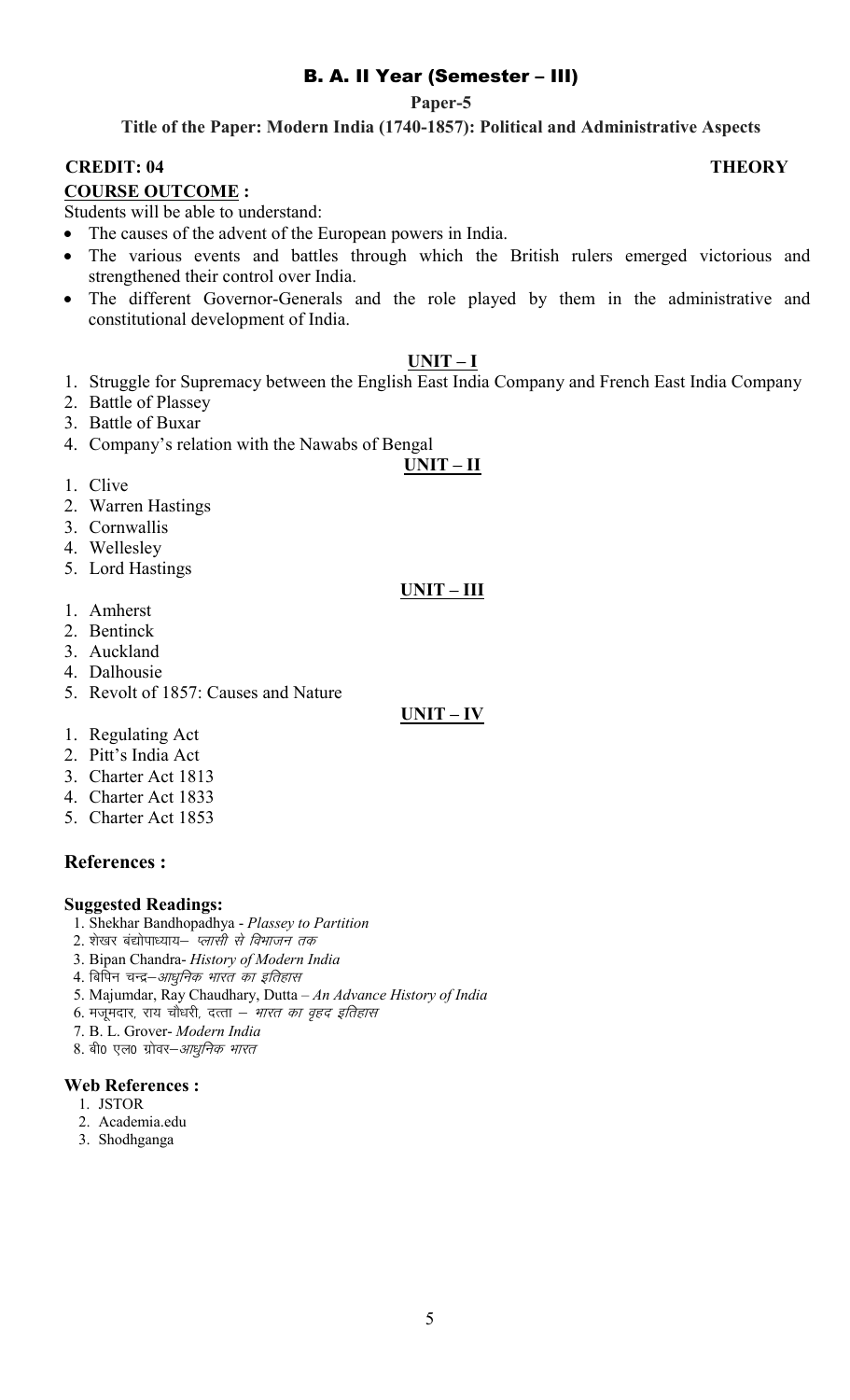# B. A. II Year (Semester – III)

**Paper-5**

**Title of the Paper: Modern India (1740-1857): Political and Administrative Aspects**

**CREDIT: 04** **THEORY**

**COURSE OUTCOME :**

Students will be able to understand:

- The causes of the advent of the European powers in India.
- The various events and battles through which the British rulers emerged victorious and strengthened their control over India.
- The different Governor-Generals and the role played by them in the administrative and constitutional development of India.

## UNIT – I

1. Struggle for Supremacy between the English East India Company and French East India Company
2. Battle of Plassey
3. Battle of Buxar
4. Company's relation with the Nawabs of Bengal

## UNIT – II

1. Clive
2. Warren Hastings
3. Cornwallis
4. Wellesley
5. Lord Hastings

## UNIT – III

1. Amherst
2. Bentinck
3. Auckland
4. Dalhousie
5. Revolt of 1857: Causes and Nature

## UNIT – IV

1. Regulating Act
2. Pitt's India Act
3. Charter Act 1813
4. Charter Act 1833
5. Charter Act 1853

## References :

**Suggested Readings:**

1. Shekhar Bandhopadhya - *Plassey to Partition*
2. शेखर बंद्योपाध्याय– *प्लासी से विभाजन तक*
3. Bipan Chandra- *History of Modern India*
4. बिपिन चन्द्र–*आधुनिक भारत का इतिहास*
5. Majumdar, Ray Chaudhary, Dutta – *An Advance History of India*
6. मजूमदार, राय चौधरी, दत्ता – *भारत का वृहद इतिहास*
7. B. L. Grover- *Modern India*
8. बी0 एल0 ग्रोवर–*आधुनिक भारत*

**Web References :**

1. JSTOR
2. Academia.edu
3. Shodhganga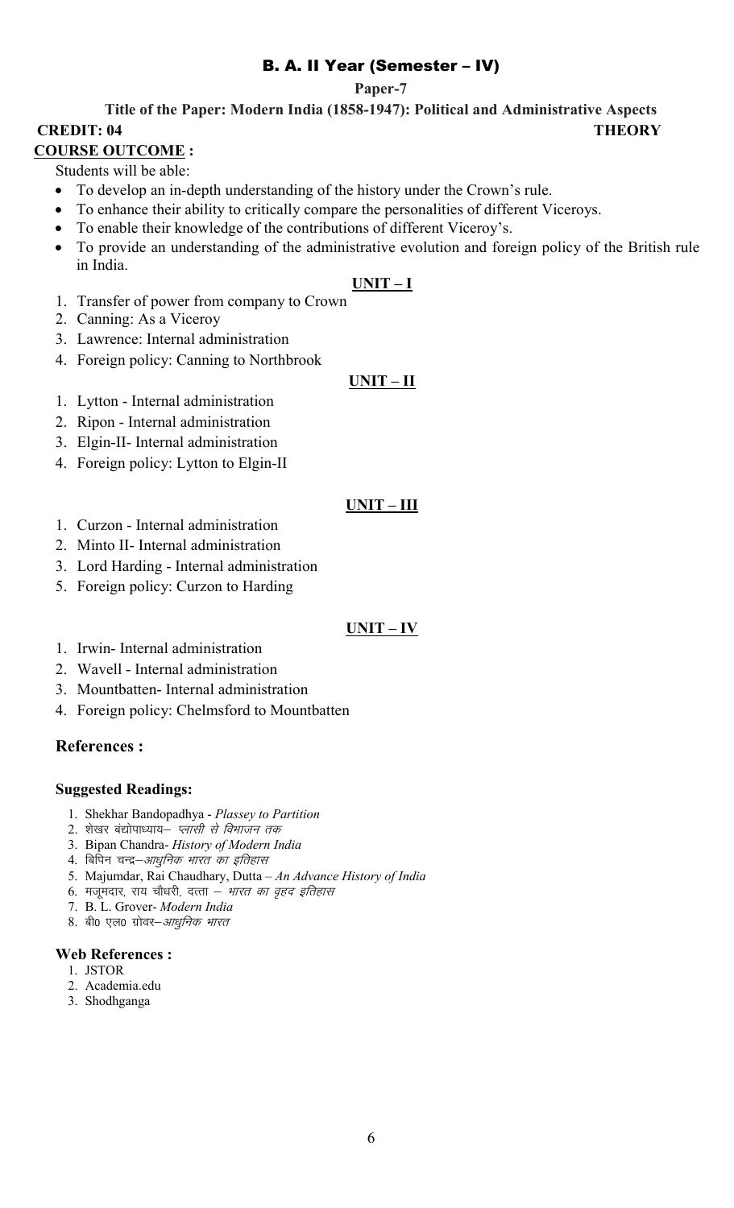## B. A. II Year (Semester – IV)

**Paper-7**

**Title of the Paper: Modern India (1858-1947): Political and Administrative Aspects**

**CREDIT: 04** **THEORY**

**COURSE OUTCOME :**

Students will be able:

- To develop an in-depth understanding of the history under the Crown's rule.
- To enhance their ability to critically compare the personalities of different Viceroys.
- To enable their knowledge of the contributions of different Viceroy's.
- To provide an understanding of the administrative evolution and foreign policy of the British rule in India.

**UNIT – I**

1. Transfer of power from company to Crown
2. Canning: As a Viceroy
3. Lawrence: Internal administration
4. Foreign policy: Canning to Northbrook

**UNIT – II**

1. Lytton - Internal administration
2. Ripon - Internal administration
3. Elgin-II- Internal administration
4. Foreign policy: Lytton to Elgin-II

**UNIT – III**

1. Curzon - Internal administration
2. Minto II- Internal administration
3. Lord Harding - Internal administration
5. Foreign policy: Curzon to Harding

**UNIT – IV**

1. Irwin- Internal administration
2. Wavell - Internal administration
3. Mountbatten- Internal administration
4. Foreign policy: Chelmsford to Mountbatten

### References :

**Suggested Readings:**

1. Shekhar Bandopadhya - *Plassey to Partition*
2. शेखर बंद्योपाध्याय– *प्लासी से विभाजन तक*
3. Bipan Chandra- *History of Modern India*
4. बिपिन चन्द्र–*आधुनिक भारत का इतिहास*
5. Majumdar, Rai Chaudhary, Dutta – *An Advance History of India*
6. मजूमदार, राय चौधरी, दत्ता – *भारत का वृहद इतिहास*
7. B. L. Grover- *Modern India*
8. बी0 एल0 ग्रोवर–*आधुनिक भारत*

**Web References :**

1. JSTOR
2. Academia.edu
3. Shodhganga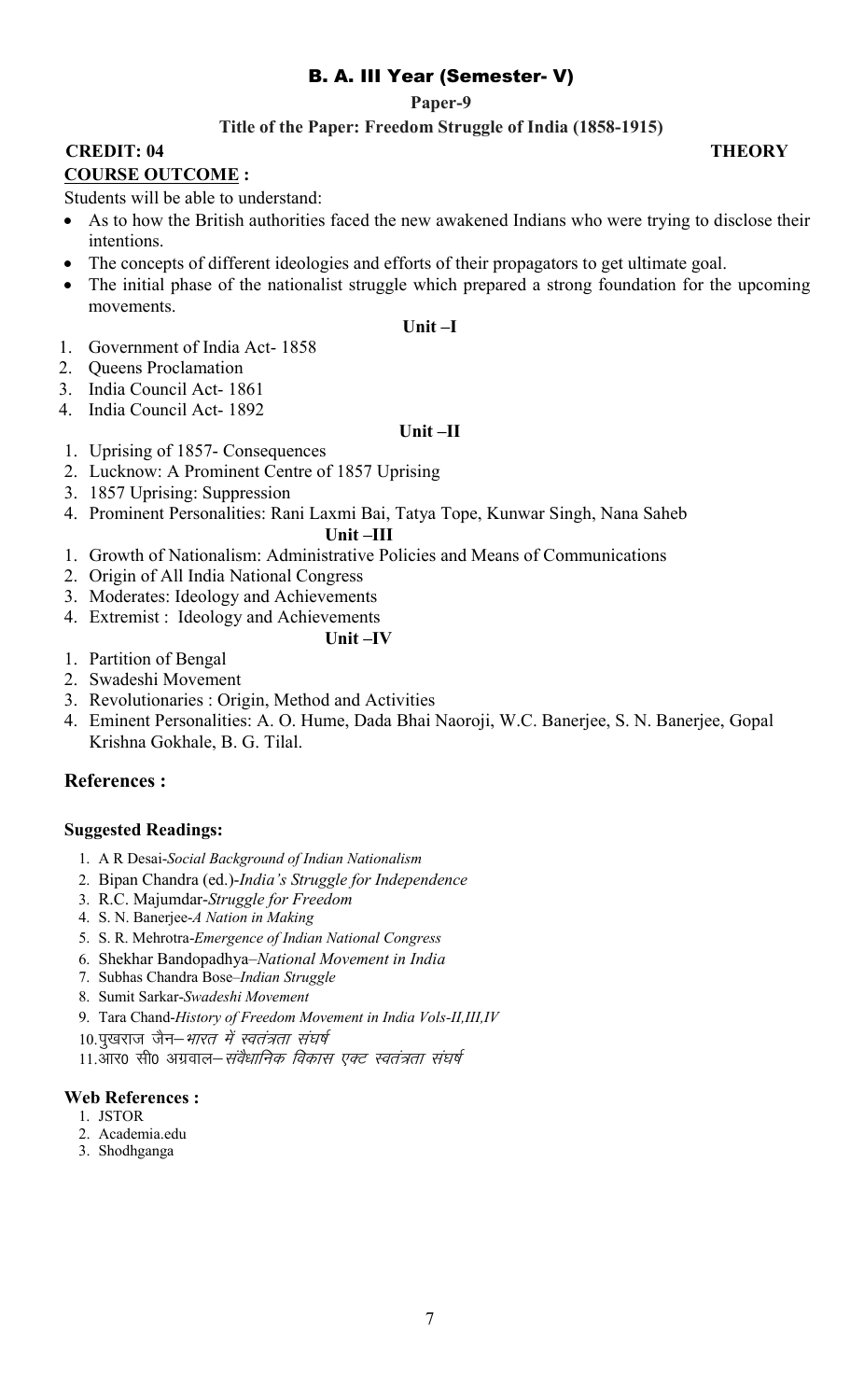# B. A. III Year (Semester- V)

**Paper-9**

**Title of the Paper: Freedom Struggle of India (1858-1915)**

**CREDIT: 04** **THEORY**

**COURSE OUTCOME :**

Students will be able to understand:

- As to how the British authorities faced the new awakened Indians who were trying to disclose their intentions.
- The concepts of different ideologies and efforts of their propagators to get ultimate goal.
- The initial phase of the nationalist struggle which prepared a strong foundation for the upcoming movements.

**Unit –I**

1. Government of India Act- 1858
2. Queens Proclamation
3. India Council Act- 1861
4. India Council Act- 1892

**Unit –II**

1. Uprising of 1857- Consequences
2. Lucknow: A Prominent Centre of 1857 Uprising
3. 1857 Uprising: Suppression
4. Prominent Personalities: Rani Laxmi Bai, Tatya Tope, Kunwar Singh, Nana Saheb

**Unit –III**

1. Growth of Nationalism: Administrative Policies and Means of Communications
2. Origin of All India National Congress
3. Moderates: Ideology and Achievements
4. Extremist : Ideology and Achievements

**Unit –IV**

1. Partition of Bengal
2. Swadeshi Movement
3. Revolutionaries : Origin, Method and Activities
4. Eminent Personalities: A. O. Hume, Dada Bhai Naoroji, W.C. Banerjee, S. N. Banerjee, Gopal Krishna Gokhale, B. G. Tilal.

## References :

**Suggested Readings:**

1. A R Desai-*Social Background of Indian Nationalism*
2. Bipan Chandra (ed.)-*India's Struggle for Independence*
3. R.C. Majumdar-*Struggle for Freedom*
4. S. N. Banerjee-*A Nation in Making*
5. S. R. Mehrotra-*Emergence of Indian National Congress*
6. Shekhar Bandopadhya–*National Movement in India*
7. Subhas Chandra Bose–*Indian Struggle*
8. Sumit Sarkar-*Swadeshi Movement*
9. Tara Chand-*History of Freedom Movement in India Vols-II,III,IV*
10. पुखराज जैन–*भारत में स्वतंत्रता संघर्ष*
11. आर0 सी0 अग्रवाल–*संवैधानिक विकास एक्ट स्वतंत्रता संघर्ष*

**Web References :**

1. JSTOR
2. Academia.edu
3. Shodhganga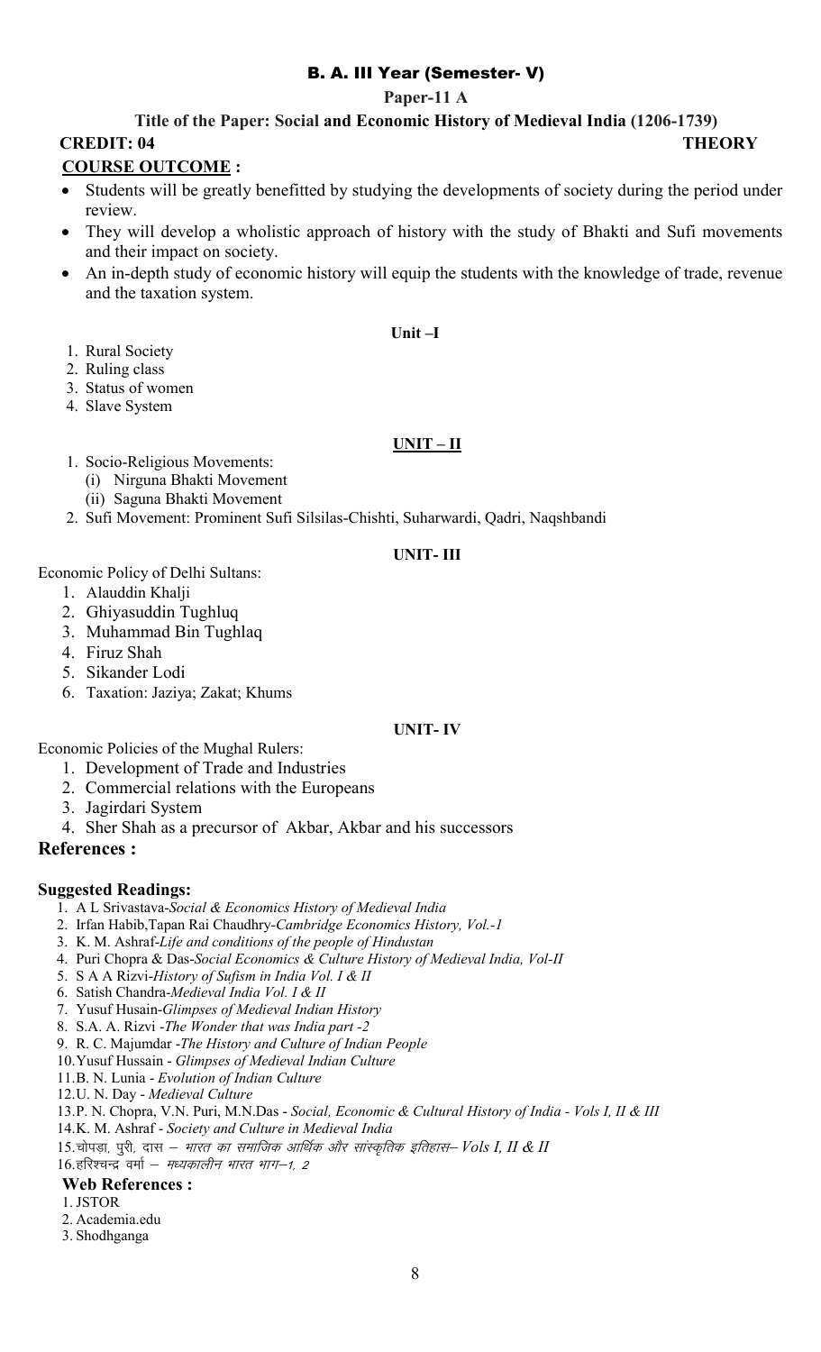## B. A. III Year (Semester- V)

**Paper-11 A**

**Title of the Paper: Social and Economic History of Medieval India (1206-1739)**

**CREDIT: 04** **THEORY**

**COURSE OUTCOME :**

- Students will be greatly benefitted by studying the developments of society during the period under review.
- They will develop a wholistic approach of history with the study of Bhakti and Sufi movements and their impact on society.
- An in-depth study of economic history will equip the students with the knowledge of trade, revenue and the taxation system.

**Unit –I**

1. Rural Society
2. Ruling class
3. Status of women
4. Slave System

**UNIT – II**

1. Socio-Religious Movements:
   (i) Nirguna Bhakti Movement
   (ii) Saguna Bhakti Movement
2. Sufi Movement: Prominent Sufi Silsilas-Chishti, Suharwardi, Qadri, Naqshbandi

**UNIT- III**

Economic Policy of Delhi Sultans:

1. Alauddin Khalji
2. Ghiyasuddin Tughluq
3. Muhammad Bin Tughlaq
4. Firuz Shah
5. Sikander Lodi
6. Taxation: Jaziya; Zakat; Khums

**UNIT- IV**

Economic Policies of the Mughal Rulers:

1. Development of Trade and Industries
2. Commercial relations with the Europeans
3. Jagirdari System
4. Sher Shah as a precursor of Akbar, Akbar and his successors

**References :**

**Suggested Readings:**

1. A L Srivastava-*Social & Economics History of Medieval India*
2. Irfan Habib,Tapan Rai Chaudhry-*Cambridge Economics History, Vol.-1*
3. K. M. Ashraf-*Life and conditions of the people of Hindustan*
4. Puri Chopra & Das-*Social Economics & Culture History of Medieval India, Vol-II*
5. S A A Rizvi-*History of Sufism in India Vol. I & II*
6. Satish Chandra-*Medieval India Vol. I & II*
7. Yusuf Husain-*Glimpses of Medieval Indian History*
8. S.A. A. Rizvi -*The Wonder that was India part -2*
9. R. C. Majumdar -*The History and Culture of Indian People*
10. Yusuf Hussain - *Glimpses of Medieval Indian Culture*
11. B. N. Lunia - *Evolution of Indian Culture*
12. U. N. Day - *Medieval Culture*
13. P. N. Chopra, V.N. Puri, M.N.Das - *Social, Economic & Cultural History of India - Vols I, II & III*
14. K. M. Ashraf - *Society and Culture in Medieval India*
15. चोपड़ा, पुरी, दास – *भारत का समाजिक आर्थिक और सांस्कृतिक इतिहास– Vols I, II & II*
16. हरिश्चन्द्र वर्मा – *मध्यकालीन भारत भाग–1, 2*

**Web References :**

1. JSTOR
2. Academia.edu
3. Shodhganga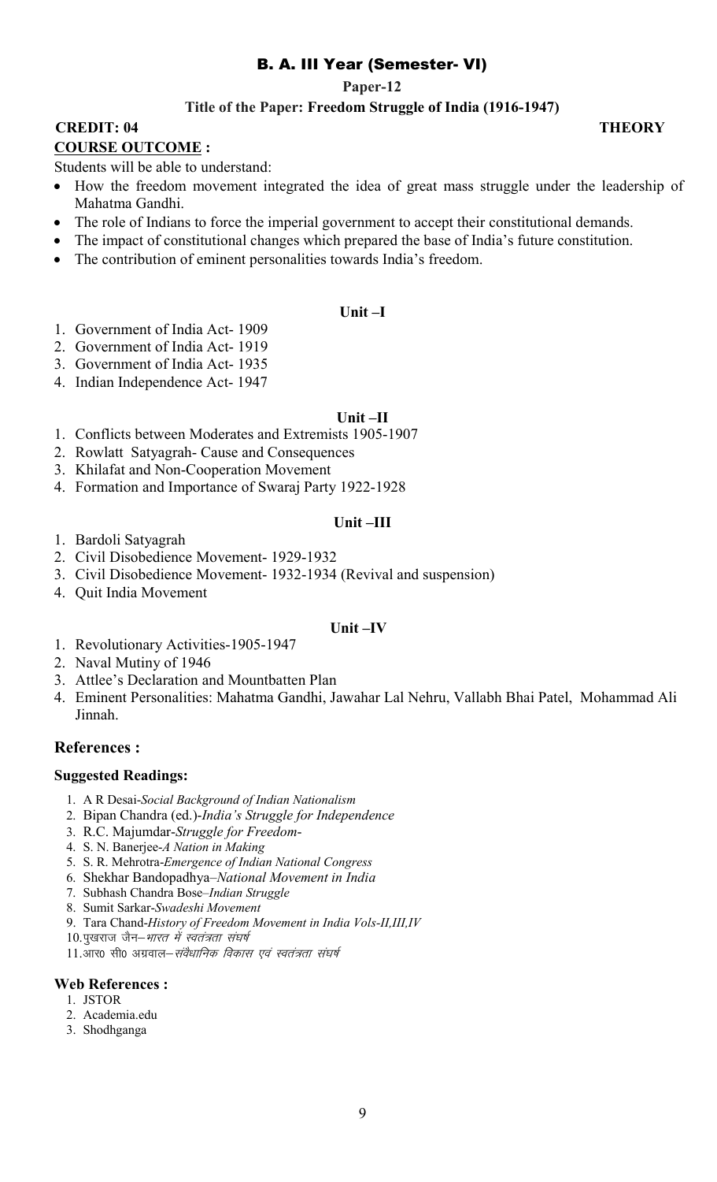# B. A. III Year (Semester- VI)

**Paper-12**

**Title of the Paper: Freedom Struggle of India (1916-1947)**

**CREDIT: 04** **THEORY**

**COURSE OUTCOME :**

Students will be able to understand:

- How the freedom movement integrated the idea of great mass struggle under the leadership of Mahatma Gandhi.
- The role of Indians to force the imperial government to accept their constitutional demands.
- The impact of constitutional changes which prepared the base of India's future constitution.
- The contribution of eminent personalities towards India's freedom.

### Unit –I

1. Government of India Act- 1909
2. Government of India Act- 1919
3. Government of India Act- 1935
4. Indian Independence Act- 1947

### Unit –II

1. Conflicts between Moderates and Extremists 1905-1907
2. Rowlatt Satyagrah- Cause and Consequences
3. Khilafat and Non-Cooperation Movement
4. Formation and Importance of Swaraj Party 1922-1928

### Unit –III

1. Bardoli Satyagrah
2. Civil Disobedience Movement- 1929-1932
3. Civil Disobedience Movement- 1932-1934 (Revival and suspension)
4. Quit India Movement

### Unit –IV

1. Revolutionary Activities-1905-1947
2. Naval Mutiny of 1946
3. Attlee's Declaration and Mountbatten Plan
4. Eminent Personalities: Mahatma Gandhi, Jawahar Lal Nehru, Vallabh Bhai Patel, Mohammad Ali Jinnah.

## References :

### Suggested Readings:

1. A R Desai-*Social Background of Indian Nationalism*
2. Bipan Chandra (ed.)-*India's Struggle for Independence*
3. R.C. Majumdar-*Struggle for Freedom*-
4. S. N. Banerjee-*A Nation in Making*
5. S. R. Mehrotra-*Emergence of Indian National Congress*
6. Shekhar Bandopadhya–*National Movement in India*
7. Subhash Chandra Bose–*Indian Struggle*
8. Sumit Sarkar-*Swadeshi Movement*
9. Tara Chand-*History of Freedom Movement in India Vols-II,III,IV*
10. पुखराज जैन–*भारत में स्वतंत्रता संघर्ष*
11. आर० सी० अग्रवाल–*संवैधानिक विकास एवं स्वतंत्रता संघर्ष*

### Web References :

1. JSTOR
2. Academia.edu
3. Shodhganga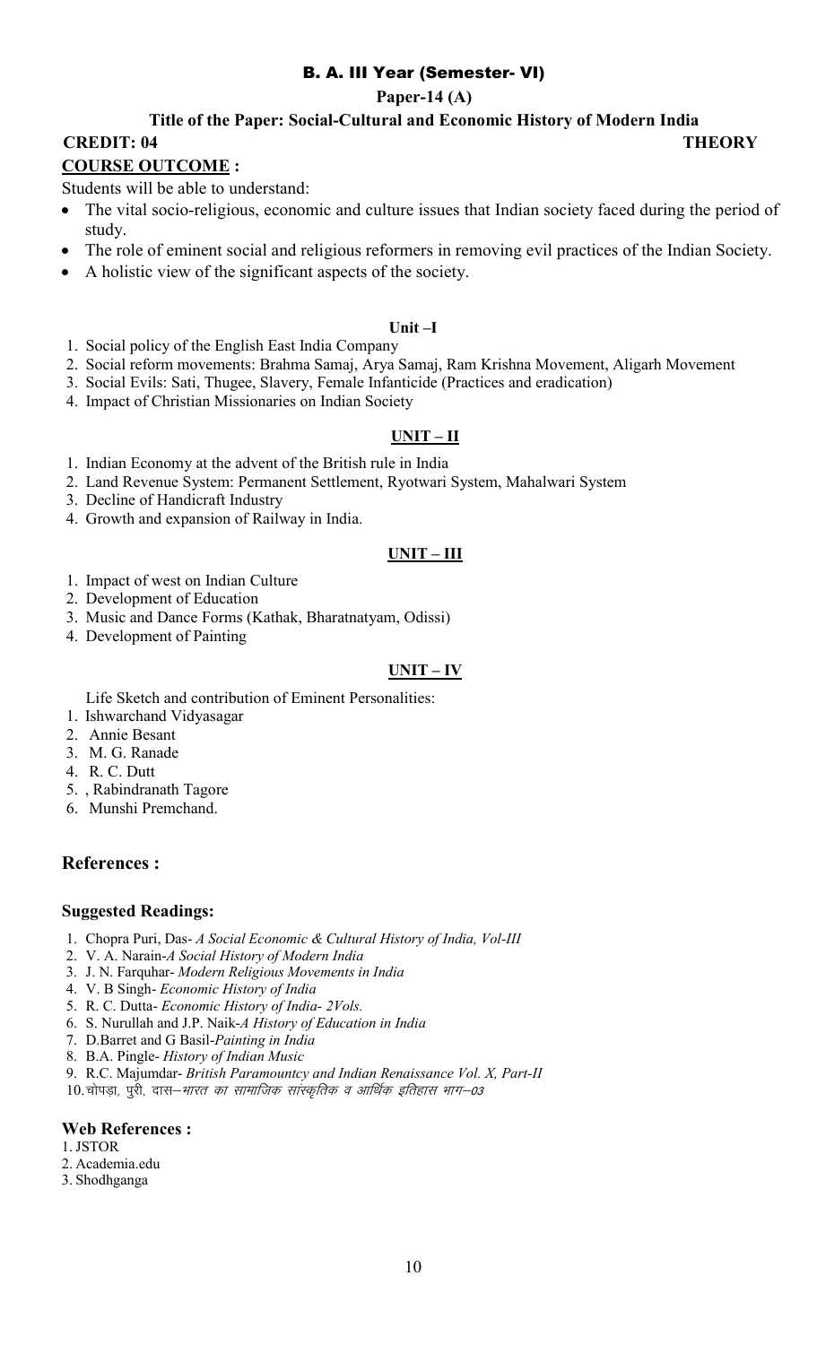## B. A. III Year (Semester- VI)

**Paper-14 (A)**

**Title of the Paper: Social-Cultural and Economic History of Modern India**

**CREDIT: 04** **THEORY**

**COURSE OUTCOME :**

Students will be able to understand:

- The vital socio-religious, economic and culture issues that Indian society faced during the period of study.
- The role of eminent social and religious reformers in removing evil practices of the Indian Society.
- A holistic view of the significant aspects of the society.

### Unit –I

1. Social policy of the English East India Company
2. Social reform movements: Brahma Samaj, Arya Samaj, Ram Krishna Movement, Aligarh Movement
3. Social Evils: Sati, Thugee, Slavery, Female Infanticide (Practices and eradication)
4. Impact of Christian Missionaries on Indian Society

### UNIT – II

1. Indian Economy at the advent of the British rule in India
2. Land Revenue System: Permanent Settlement, Ryotwari System, Mahalwari System
3. Decline of Handicraft Industry
4. Growth and expansion of Railway in India.

### UNIT – III

1. Impact of west on Indian Culture
2. Development of Education
3. Music and Dance Forms (Kathak, Bharatnatyam, Odissi)
4. Development of Painting

### UNIT – IV

Life Sketch and contribution of Eminent Personalities:

1. Ishwarchand Vidyasagar
2. Annie Besant
3. M. G. Ranade
4. R. C. Dutt
5. , Rabindranath Tagore
6. Munshi Premchand.

## References :

### Suggested Readings:

1. Chopra Puri, Das- *A Social Economic & Cultural History of India, Vol-III*
2. V. A. Narain-*A Social History of Modern India*
3. J. N. Farquhar- *Modern Religious Movements in India*
4. V. B Singh- *Economic History of India*
5. R. C. Dutta- *Economic History of India- 2Vols.*
6. S. Nurullah and J.P. Naik-*A History of Education in India*
7. D.Barret and G Basil-*Painting in India*
8. B.A. Pingle- *History of Indian Music*
9. R.C. Majumdar- *British Paramountcy and Indian Renaissance Vol. X, Part-II*
10. चोपड़ा, पुरी, दास–*भारत का सामाजिक सांस्कृतिक व आर्थिक इतिहास भाग–03*

### Web References :

1. JSTOR
2. Academia.edu
3. Shodhganga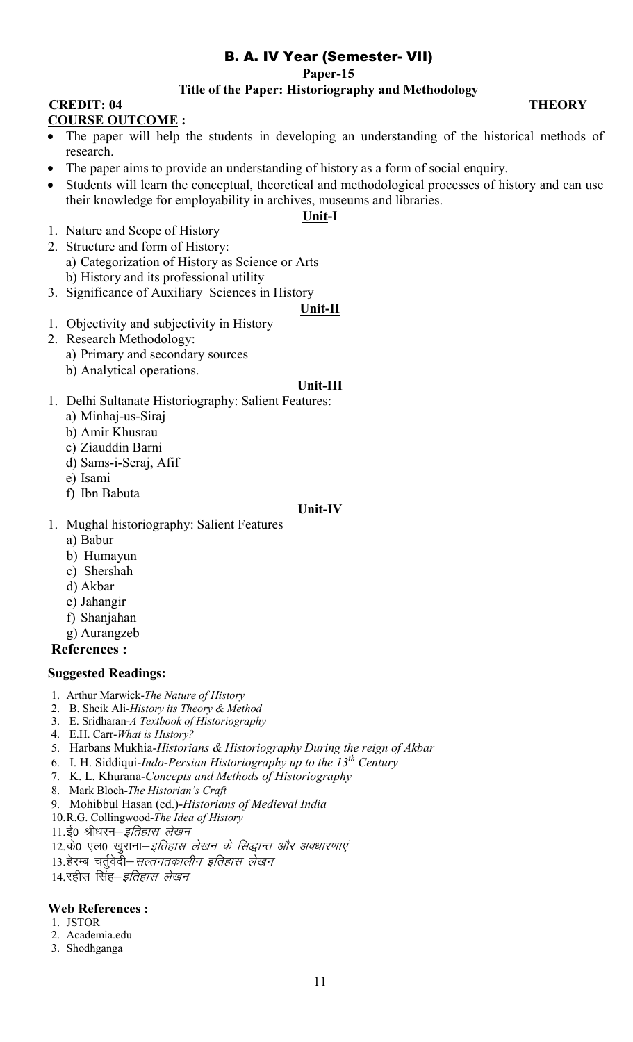# B. A. IV Year (Semester- VII)

**Paper-15**

**Title of the Paper: Historiography and Methodology**

**CREDIT: 04** **THEORY**

**COURSE OUTCOME :**

- The paper will help the students in developing an understanding of the historical methods of research.
- The paper aims to provide an understanding of history as a form of social enquiry.
- Students will learn the conceptual, theoretical and methodological processes of history and can use their knowledge for employability in archives, museums and libraries.

**Unit-I**

1. Nature and Scope of History
2. Structure and form of History:
   a) Categorization of History as Science or Arts
   b) History and its professional utility
3. Significance of Auxiliary Sciences in History

**Unit-II**

1. Objectivity and subjectivity in History
2. Research Methodology:
   a) Primary and secondary sources
   b) Analytical operations.

**Unit-III**

1. Delhi Sultanate Historiography: Salient Features:
   a) Minhaj-us-Siraj
   b) Amir Khusrau
   c) Ziauddin Barni
   d) Sams-i-Seraj, Afif
   e) Isami
   f) Ibn Babuta

**Unit-IV**

1. Mughal historiography: Salient Features
   a) Babur
   b) Humayun
   c) Shershah
   d) Akbar
   e) Jahangir
   f) Shanjahan
   g) Aurangzeb

**References :**

**Suggested Readings:**

1. Arthur Marwick-*The Nature of History*
2. B. Sheik Ali-*History its Theory & Method*
3. E. Sridharan-*A Textbook of Historiography*
4. E.H. Carr-*What is History?*
5. Harbans Mukhia-*Historians & Historiography During the reign of Akbar*
6. I. H. Siddiqui-*Indo-Persian Historiography up to the 13th Century*
7. K. L. Khurana-*Concepts and Methods of Historiography*
8. Mark Bloch-*The Historian's Craft*
9. Mohibbul Hasan (ed.)-*Historians of Medieval India*
10. R.G. Collingwood-*The Idea of History*
11. ई0 श्रीधरन–*इतिहास लेखन*
12. के0 एल0 खुराना–*इतिहास लेखन के सिद्धान्त और अवधारणाएं*
13. हेरम्ब चर्तुवेदी–*सल्तनतकालीन इतिहास लेखन*
14. रहीस सिंह–*इतिहास लेखन*

**Web References :**

1. JSTOR
2. Academia.edu
3. Shodhganga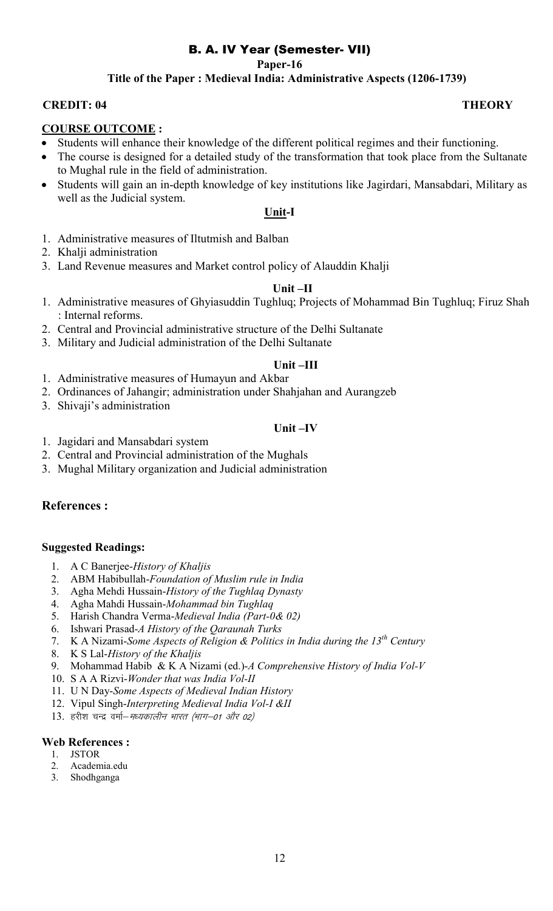# B. A. IV Year (Semester- VII)

**Paper-16**

**Title of the Paper : Medieval India: Administrative Aspects (1206-1739)**

**CREDIT: 04** **THEORY**

**COURSE OUTCOME :**

- Students will enhance their knowledge of the different political regimes and their functioning.
- The course is designed for a detailed study of the transformation that took place from the Sultanate to Mughal rule in the field of administration.
- Students will gain an in-depth knowledge of key institutions like Jagirdari, Mansabdari, Military as well as the Judicial system.

## Unit-I

1. Administrative measures of Iltutmish and Balban
2. Khalji administration
3. Land Revenue measures and Market control policy of Alauddin Khalji

## Unit –II

1. Administrative measures of Ghyiasuddin Tughluq; Projects of Mohammad Bin Tughluq; Firuz Shah : Internal reforms.
2. Central and Provincial administrative structure of the Delhi Sultanate
3. Military and Judicial administration of the Delhi Sultanate

## Unit –III

1. Administrative measures of Humayun and Akbar
2. Ordinances of Jahangir; administration under Shahjahan and Aurangzeb
3. Shivaji's administration

## Unit –IV

1. Jagidari and Mansabdari system
2. Central and Provincial administration of the Mughals
3. Mughal Military organization and Judicial administration

## References :

**Suggested Readings:**

1. A C Banerjee-*History of Khaljis*
2. ABM Habibullah-*Foundation of Muslim rule in India*
3. Agha Mehdi Hussain-*History of the Tughlaq Dynasty*
4. Agha Mahdi Hussain-*Mohammad bin Tughlaq*
5. Harish Chandra Verma-*Medieval India (Part-0& 02)*
6. Ishwari Prasad-*A History of the Qaraunah Turks*
7. K A Nizami-*Some Aspects of Religion & Politics in India during the 13th Century*
8. K S Lal-*History of the Khaljis*
9. Mohammad Habib & K A Nizami (ed.)-*A Comprehensive History of India Vol-V*
10. S A A Rizvi-*Wonder that was India Vol-II*
11. U N Day-*Some Aspects of Medieval Indian History*
12. Vipul Singh-*Interpreting Medieval India Vol-I &II*
13. हरीश चन्द्र वर्मा–*मध्यकालीन भारत (भाग–01 और 02)*

**Web References :**

1. JSTOR
2. Academia.edu
3. Shodhganga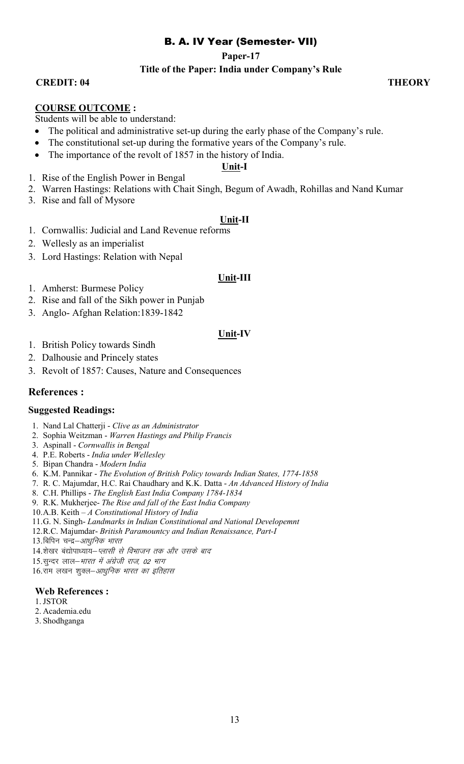## B. A. IV Year (Semester- VII)

**Paper-17**

**Title of the Paper: India under Company's Rule**

**CREDIT: 04** **THEORY**

**COURSE OUTCOME :**

Students will be able to understand:

- The political and administrative set-up during the early phase of the Company's rule.
- The constitutional set-up during the formative years of the Company's rule.
- The importance of the revolt of 1857 in the history of India.

### Unit-I

1. Rise of the English Power in Bengal
2. Warren Hastings: Relations with Chait Singh, Begum of Awadh, Rohillas and Nand Kumar
3. Rise and fall of Mysore

### Unit-II

1. Cornwallis: Judicial and Land Revenue reforms
2. Wellesly as an imperialist
3. Lord Hastings: Relation with Nepal

### Unit-III

1. Amherst: Burmese Policy
2. Rise and fall of the Sikh power in Punjab
3. Anglo- Afghan Relation:1839-1842

### Unit-IV

1. British Policy towards Sindh
2. Dalhousie and Princely states
3. Revolt of 1857: Causes, Nature and Consequences

## References :

**Suggested Readings:**

1. Nand Lal Chatterji - *Clive as an Administrator*
2. Sophia Weitzman - *Warren Hastings and Philip Francis*
3. Aspinall - *Cornwallis in Bengal*
4. P.E. Roberts - *India under Wellesley*
5. Bipan Chandra - *Modern India*
6. K.M. Pannikar - *The Evolution of British Policy towards Indian States, 1774-1858*
7. R. C. Majumdar, H.C. Rai Chaudhary and K.K. Datta - *An Advanced History of India*
8. C.H. Phillips - *The English East India Company 1784-1834*
9. R.K. Mukherjee- *The Rise and fall of the East India Company*
10. A.B. Keith – *A Constitutional History of India*
11. G. N. Singh- *Landmarks in Indian Constitutional and National Developemnt*
12. R.C. Majumdar- *British Paramountcy and Indian Renaissance, Part-I*
13. बिपिन चन्द्र–*आधुनिक भारत*
14. शेखर बंद्योपाध्याय–*प्लासी से विभाजन तक और उसके बाद*
15. सुन्दर लाल–*भारत में अंग्रेजी राज, 02 भाग*
16. राम लखन शुक्ल–*आधुनिक भारत का इतिहास*

**Web References :**

1. JSTOR
2. Academia.edu
3. Shodhganga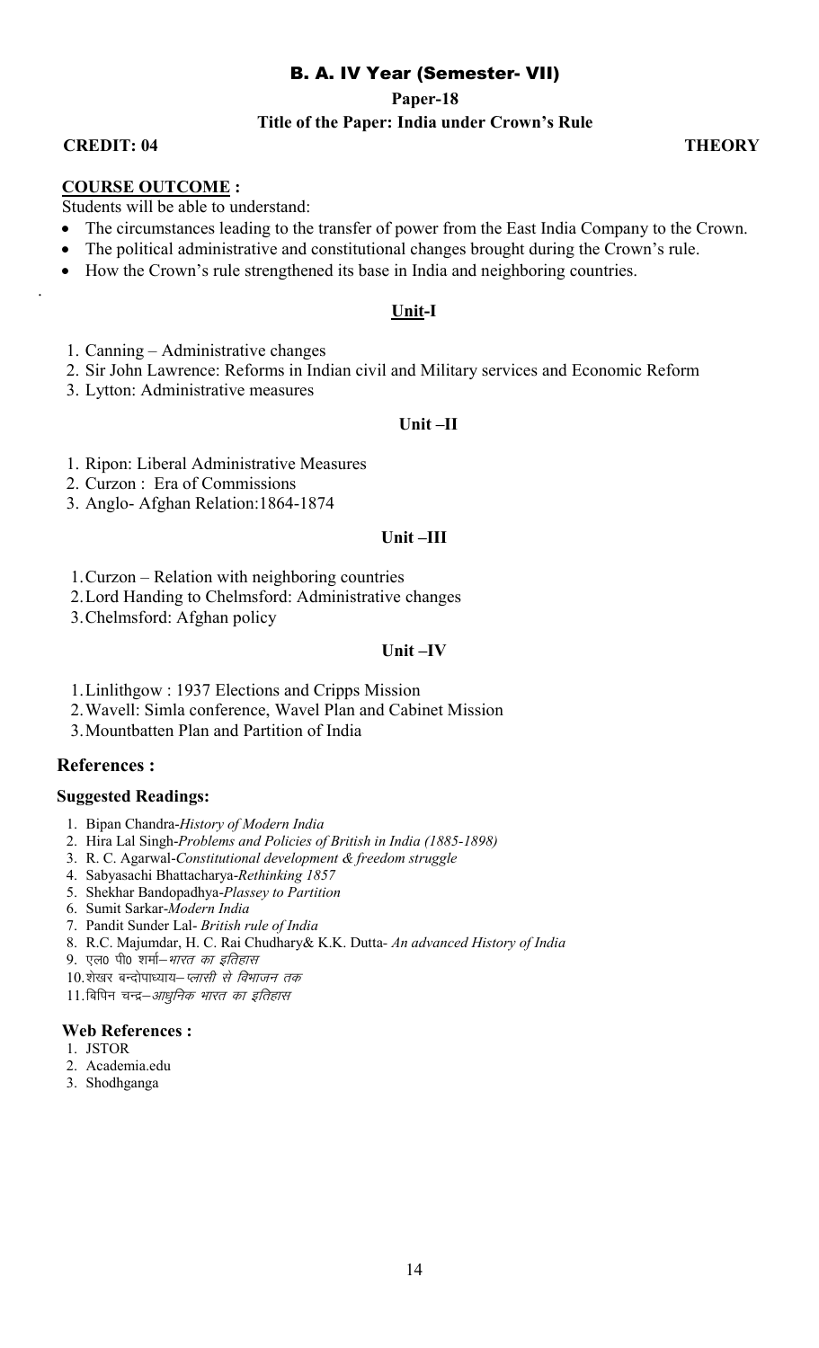# B. A. IV Year (Semester- VII)

**Paper-18**

**Title of the Paper: India under Crown's Rule**

**CREDIT: 04** **THEORY**

**COURSE OUTCOME :**

Students will be able to understand:

- The circumstances leading to the transfer of power from the East India Company to the Crown.
- The political administrative and constitutional changes brought during the Crown's rule.
- How the Crown's rule strengthened its base in India and neighboring countries.

## Unit-I

1. Canning – Administrative changes
2. Sir John Lawrence: Reforms in Indian civil and Military services and Economic Reform
3. Lytton: Administrative measures

## Unit –II

1. Ripon: Liberal Administrative Measures
2. Curzon : Era of Commissions
3. Anglo- Afghan Relation:1864-1874

## Unit –III

1. Curzon – Relation with neighboring countries
2. Lord Handing to Chelmsford: Administrative changes
3. Chelmsford: Afghan policy

## Unit –IV

1. Linlithgow : 1937 Elections and Cripps Mission
2. Wavell: Simla conference, Wavel Plan and Cabinet Mission
3. Mountbatten Plan and Partition of India

## References :

### Suggested Readings:

1. Bipan Chandra-*History of Modern India*
2. Hira Lal Singh-*Problems and Policies of British in India (1885-1898)*
3. R. C. Agarwal-*Constitutional development & freedom struggle*
4. Sabyasachi Bhattacharya-*Rethinking 1857*
5. Shekhar Bandopadhya-*Plassey to Partition*
6. Sumit Sarkar-*Modern India*
7. Pandit Sunder Lal- *British rule of India*
8. R.C. Majumdar, H. C. Rai Chudhary& K.K. Dutta- *An advanced History of India*
9. एल0 पी0 शर्मा–*भारत का इतिहास*
10. शेखर बन्दोपाध्याय–*प्लासी से विभाजन तक*
11. बिपिन चन्द्र–*आधुनिक भारत का इतिहास*

### Web References :

1. JSTOR
2. Academia.edu
3. Shodhganga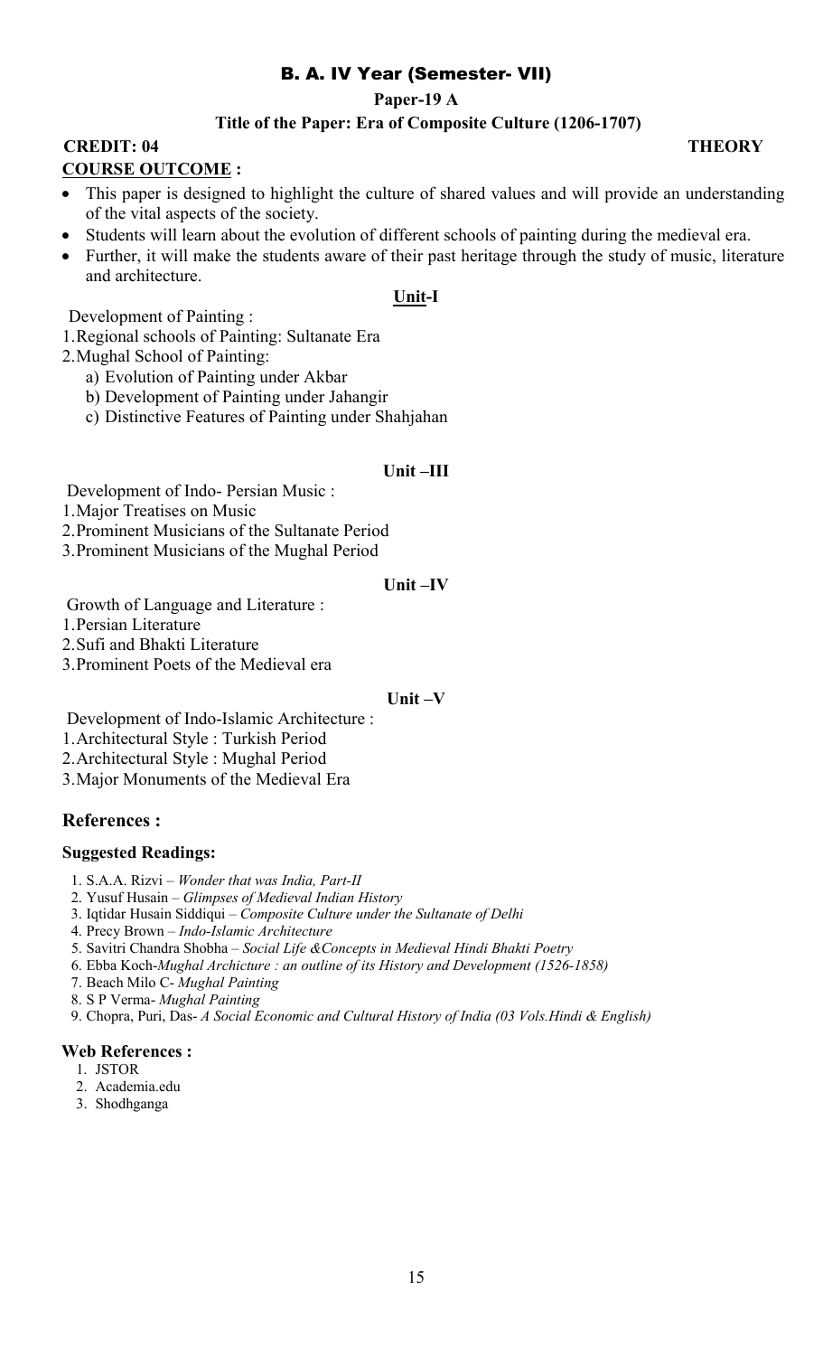# B. A. IV Year (Semester- VII)

**Paper-19 A**

**Title of the Paper: Era of Composite Culture (1206-1707)**

**CREDIT: 04** **THEORY**

**COURSE OUTCOME :**

- This paper is designed to highlight the culture of shared values and will provide an understanding of the vital aspects of the society.
- Students will learn about the evolution of different schools of painting during the medieval era.
- Further, it will make the students aware of their past heritage through the study of music, literature and architecture.

**Unit-I**

Development of Painting :

1. Regional schools of Painting: Sultanate Era
2. Mughal School of Painting:
   a) Evolution of Painting under Akbar
   b) Development of Painting under Jahangir
   c) Distinctive Features of Painting under Shahjahan

**Unit –III**

Development of Indo- Persian Music :

1. Major Treatises on Music
2. Prominent Musicians of the Sultanate Period
3. Prominent Musicians of the Mughal Period

**Unit –IV**

Growth of Language and Literature :

1. Persian Literature
2. Sufi and Bhakti Literature
3. Prominent Poets of the Medieval era

**Unit –V**

Development of Indo-Islamic Architecture :

1. Architectural Style : Turkish Period
2. Architectural Style : Mughal Period
3. Major Monuments of the Medieval Era

## References :

**Suggested Readings:**

1. S.A.A. Rizvi – *Wonder that was India, Part-II*
2. Yusuf Husain – *Glimpses of Medieval Indian History*
3. Iqtidar Husain Siddiqui – *Composite Culture under the Sultanate of Delhi*
4. Precy Brown – *Indo-Islamic Architecture*
5. Savitri Chandra Shobha – *Social Life &Concepts in Medieval Hindi Bhakti Poetry*
6. Ebba Koch-*Mughal Archicture : an outline of its History and Development (1526-1858)*
7. Beach Milo C- *Mughal Painting*
8. S P Verma- *Mughal Painting*
9. Chopra, Puri, Das- *A Social Economic and Cultural History of India (03 Vols.Hindi & English)*

**Web References :**

1. JSTOR
2. Academia.edu
3. Shodhganga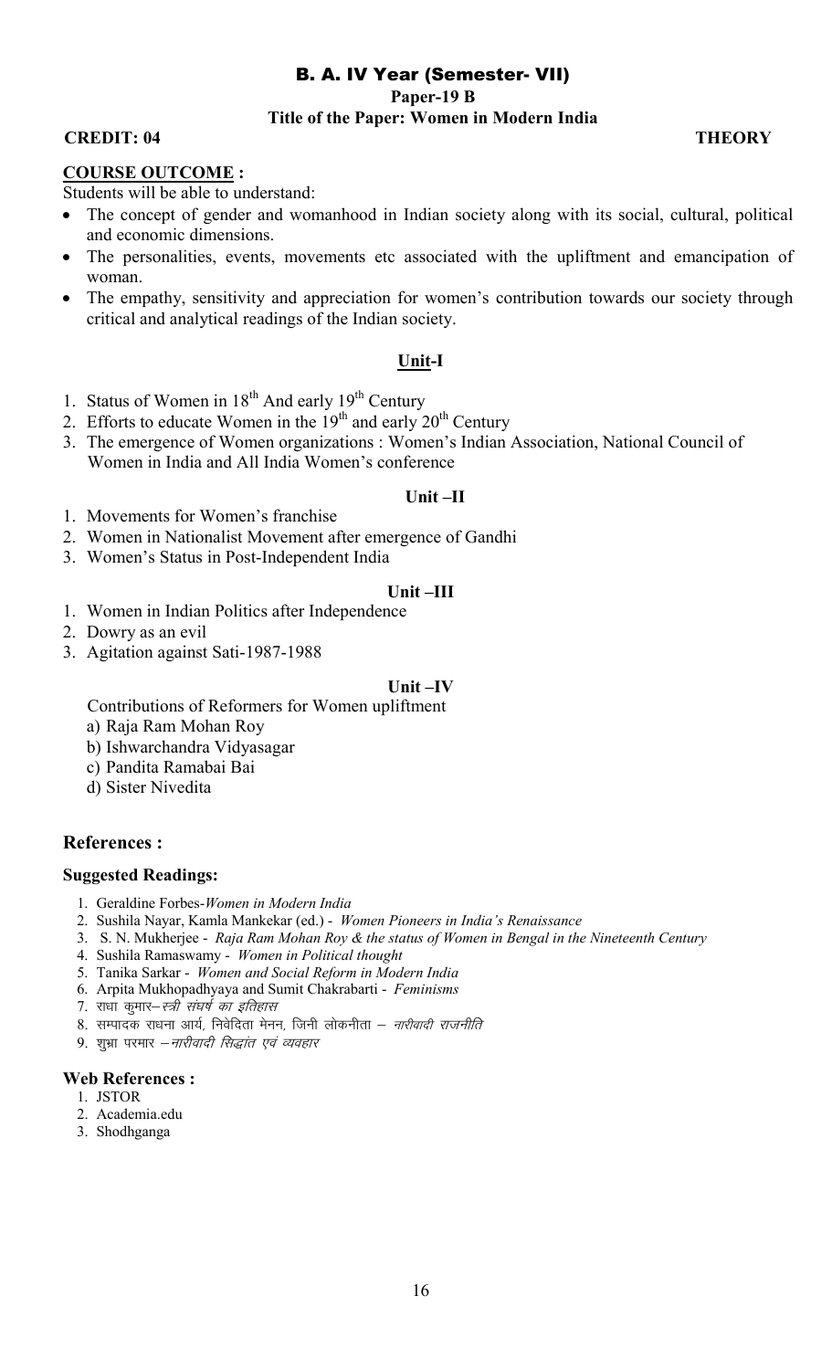# B. A. IV Year (Semester- VII)

**Paper-19 B**

**Title of the Paper: Women in Modern India**

**CREDIT: 04** **THEORY**

**COURSE OUTCOME :**

Students will be able to understand:

- The concept of gender and womanhood in Indian society along with its social, cultural, political and economic dimensions.
- The personalities, events, movements etc associated with the upliftment and emancipation of woman.
- The empathy, sensitivity and appreciation for women's contribution towards our society through critical and analytical readings of the Indian society.

## Unit-I

1. Status of Women in 18th And early 19th Century
2. Efforts to educate Women in the 19th and early 20th Century
3. The emergence of Women organizations : Women's Indian Association, National Council of Women in India and All India Women's conference

## Unit –II

1. Movements for Women's franchise
2. Women in Nationalist Movement after emergence of Gandhi
3. Women's Status in Post-Independent India

## Unit –III

1. Women in Indian Politics after Independence
2. Dowry as an evil
3. Agitation against Sati-1987-1988

## Unit –IV

Contributions of Reformers for Women upliftment

a) Raja Ram Mohan Roy
b) Ishwarchandra Vidyasagar
c) Pandita Ramabai Bai
d) Sister Nivedita

## References :

### Suggested Readings:

1. Geraldine Forbes-*Women in Modern India*
2. Sushila Nayar, Kamla Mankekar (ed.) - *Women Pioneers in India's Renaissance*
3. S. N. Mukherjee - *Raja Ram Mohan Roy & the status of Women in Bengal in the Nineteenth Century*
4. Sushila Ramaswamy - *Women in Political thought*
5. Tanika Sarkar - *Women and Social Reform in Modern India*
6. Arpita Mukhopadhyaya and Sumit Chakrabarti - *Feminisms*
7. राधा कुमार– *स्त्री संघर्ष का इतिहास*
8. सम्पादक राधना आर्य, निवेदिता मेनन, जिनी लोकनीता – *नारीवादी राजनीति*
9. शुभ्रा परमार –*नारीवादी सिद्धांत एवं व्यवहार*

### Web References :

1. JSTOR
2. Academia.edu
3. Shodhganga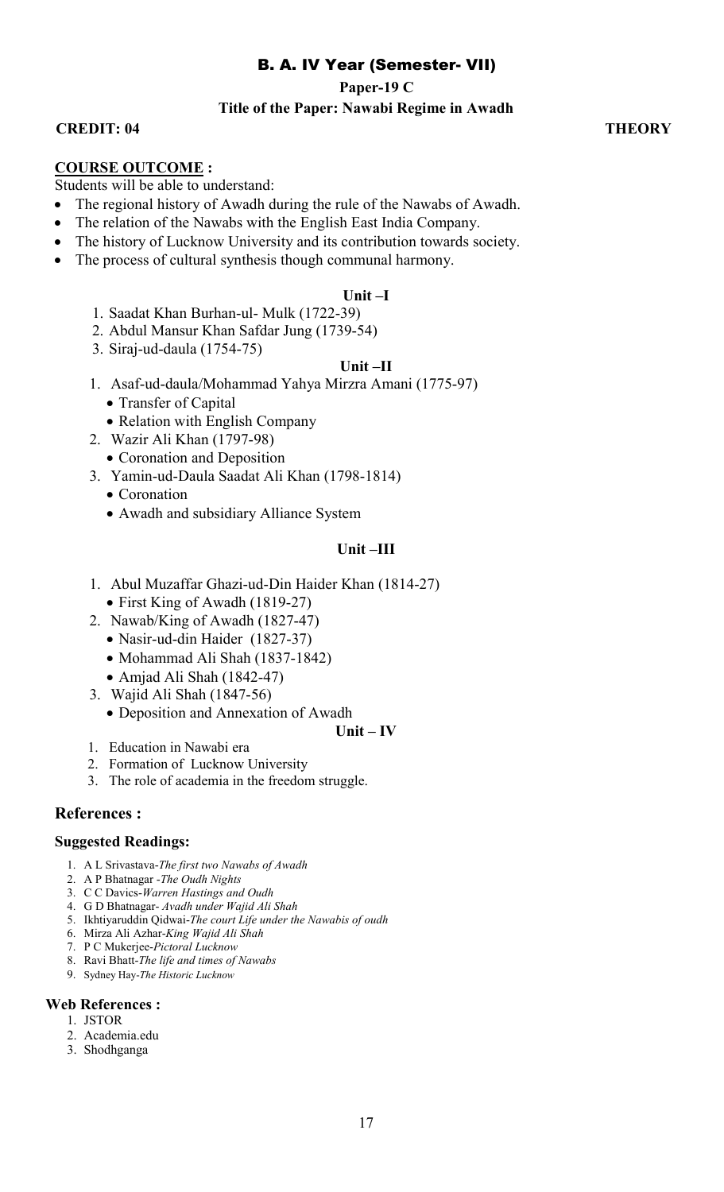# B. A. IV Year (Semester- VII)

**Paper-19 C**

**Title of the Paper: Nawabi Regime in Awadh**

**CREDIT: 04** **THEORY**

**COURSE OUTCOME :**

Students will be able to understand:

- The regional history of Awadh during the rule of the Nawabs of Awadh.
- The relation of the Nawabs with the English East India Company.
- The history of Lucknow University and its contribution towards society.
- The process of cultural synthesis though communal harmony.

**Unit –I**

1. Saadat Khan Burhan-ul- Mulk (1722-39)
2. Abdul Mansur Khan Safdar Jung (1739-54)
3. Siraj-ud-daula (1754-75)

**Unit –II**

1. Asaf-ud-daula/Mohammad Yahya Mirzra Amani (1775-97)
   - Transfer of Capital
   - Relation with English Company
2. Wazir Ali Khan (1797-98)
   - Coronation and Deposition
3. Yamin-ud-Daula Saadat Ali Khan (1798-1814)
   - Coronation
   - Awadh and subsidiary Alliance System

**Unit –III**

1. Abul Muzaffar Ghazi-ud-Din Haider Khan (1814-27)
   - First King of Awadh (1819-27)
2. Nawab/King of Awadh (1827-47)
   - Nasir-ud-din Haider (1827-37)
   - Mohammad Ali Shah (1837-1842)
   - Amjad Ali Shah (1842-47)
3. Wajid Ali Shah (1847-56)
   - Deposition and Annexation of Awadh

**Unit – IV**

1. Education in Nawabi era
2. Formation of Lucknow University
3. The role of academia in the freedom struggle.

## References :

### Suggested Readings:

1. A L Srivastava-*The first two Nawabs of Awadh*
2. A P Bhatnagar -*The Oudh Nights*
3. C C Davics-*Warren Hastings and Oudh*
4. G D Bhatnagar- *Avadh under Wajid Ali Shah*
5. Ikhtiyaruddin Qidwai-*The court Life under the Nawabis of oudh*
6. Mirza Ali Azhar-*King Wajid Ali Shah*
7. P C Mukerjee-*Pictoral Lucknow*
8. Ravi Bhatt-*The life and times of Nawabs*
9. Sydney Hay-*The Historic Lucknow*

### Web References :

1. JSTOR
2. Academia.edu
3. Shodhganga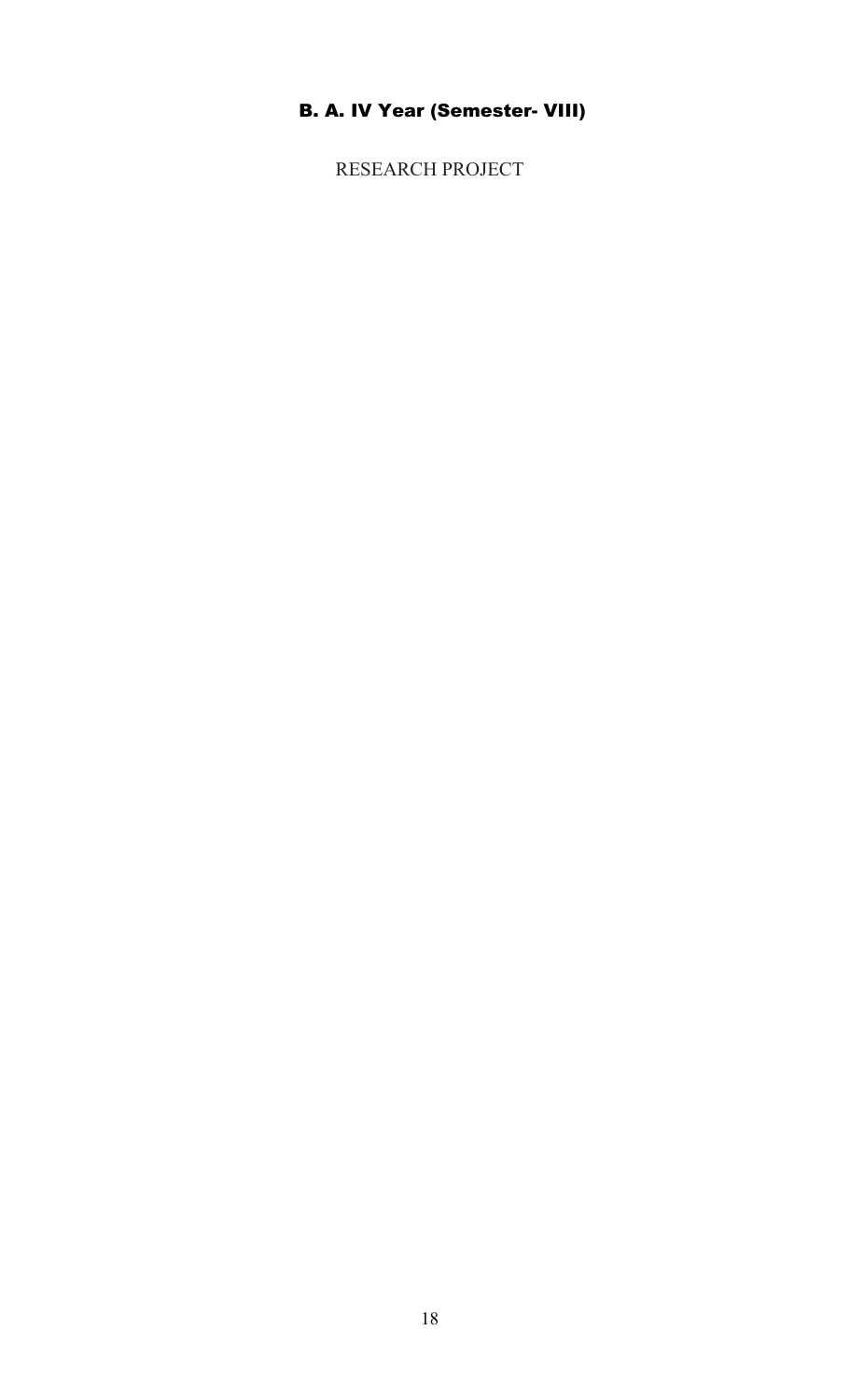## B. A. IV Year (Semester- VIII)

RESEARCH PROJECT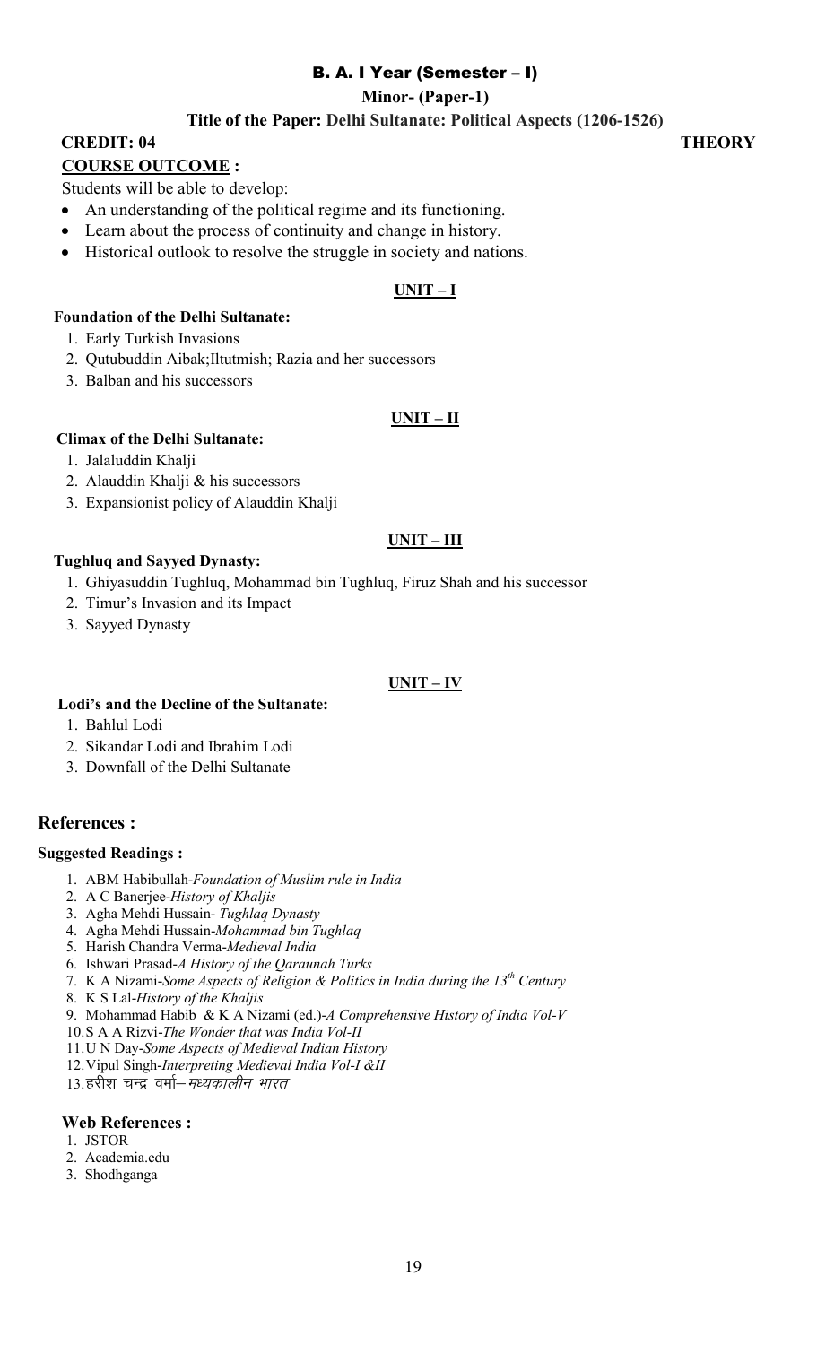# B. A. I Year (Semester – I)

**Minor- (Paper-1)**

**Title of the Paper: Delhi Sultanate: Political Aspects (1206-1526)**

**CREDIT: 04** **THEORY**

**COURSE OUTCOME :**

Students will be able to develop:

- An understanding of the political regime and its functioning.
- Learn about the process of continuity and change in history.
- Historical outlook to resolve the struggle in society and nations.

## UNIT – I

**Foundation of the Delhi Sultanate:**

1. Early Turkish Invasions
2. Qutubuddin Aibak;Iltutmish; Razia and her successors
3. Balban and his successors

## UNIT – II

**Climax of the Delhi Sultanate:**

1. Jalaluddin Khalji
2. Alauddin Khalji & his successors
3. Expansionist policy of Alauddin Khalji

## UNIT – III

**Tughluq and Sayyed Dynasty:**

1. Ghiyasuddin Tughluq, Mohammad bin Tughluq, Firuz Shah and his successor
2. Timur's Invasion and its Impact
3. Sayyed Dynasty

## UNIT – IV

**Lodi's and the Decline of the Sultanate:**

1. Bahlul Lodi
2. Sikandar Lodi and Ibrahim Lodi
3. Downfall of the Delhi Sultanate

## References :

**Suggested Readings :**

1. ABM Habibullah-*Foundation of Muslim rule in India*
2. A C Banerjee-*History of Khaljis*
3. Agha Mehdi Hussain- *Tughlaq Dynasty*
4. Agha Mehdi Hussain-*Mohammad bin Tughlaq*
5. Harish Chandra Verma-*Medieval India*
6. Ishwari Prasad-*A History of the Qaraunah Turks*
7. K A Nizami-*Some Aspects of Religion & Politics in India during the 13th Century*
8. K S Lal-*History of the Khaljis*
9. Mohammad Habib & K A Nizami (ed.)-*A Comprehensive History of India Vol-V*
10. S A A Rizvi-*The Wonder that was India Vol-II*
11. U N Day-*Some Aspects of Medieval Indian History*
12. Vipul Singh-*Interpreting Medieval India Vol-I &II*
13. हरीश चन्द्र वर्मा–*मध्यकालीन भारत*

**Web References :**

1. JSTOR
2. Academia.edu
3. Shodhganga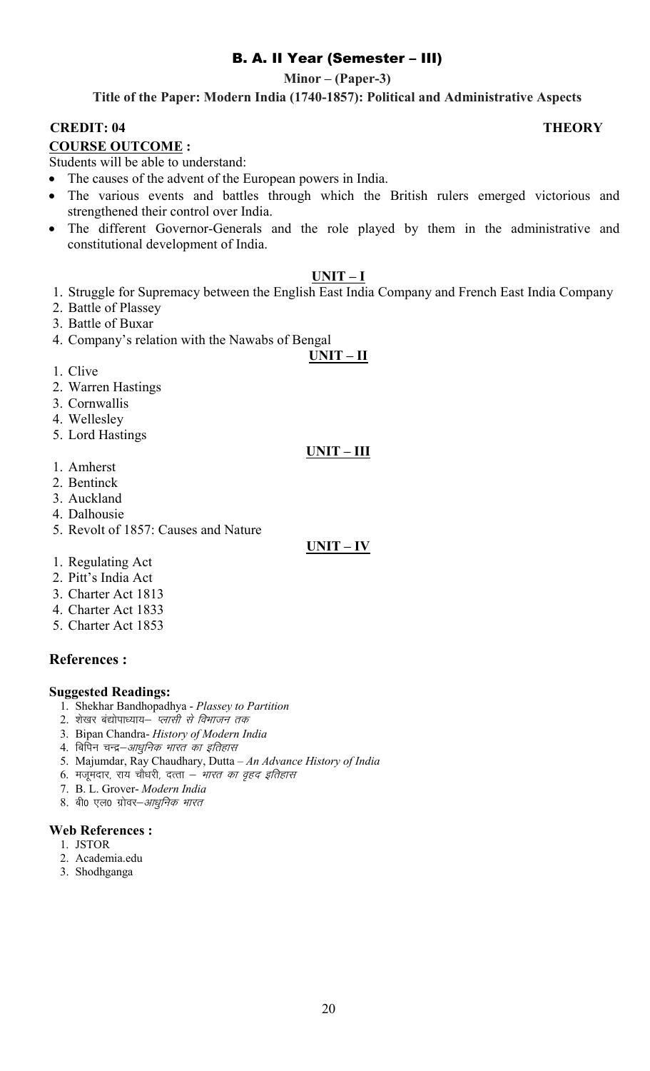# B. A. II Year (Semester – III)

**Minor – (Paper-3)**

**Title of the Paper: Modern India (1740-1857): Political and Administrative Aspects**

**CREDIT: 04** **THEORY**

**COURSE OUTCOME :**

Students will be able to understand:

- The causes of the advent of the European powers in India.
- The various events and battles through which the British rulers emerged victorious and strengthened their control over India.
- The different Governor-Generals and the role played by them in the administrative and constitutional development of India.

## UNIT – I

1. Struggle for Supremacy between the English East India Company and French East India Company
2. Battle of Plassey
3. Battle of Buxar
4. Company's relation with the Nawabs of Bengal

## UNIT – II

1. Clive
2. Warren Hastings
3. Cornwallis
4. Wellesley
5. Lord Hastings

## UNIT – III

1. Amherst
2. Bentinck
3. Auckland
4. Dalhousie
5. Revolt of 1857: Causes and Nature

## UNIT – IV

1. Regulating Act
2. Pitt's India Act
3. Charter Act 1813
4. Charter Act 1833
5. Charter Act 1853

## References :

**Suggested Readings:**

1. Shekhar Bandhopadhya - *Plassey to Partition*
2. शेखर बंद्योपाध्याय– *प्लासी से विभाजन तक*
3. Bipan Chandra- *History of Modern India*
4. बिपिन चन्द्र–*आधुनिक भारत का इतिहास*
5. Majumdar, Ray Chaudhary, Dutta – *An Advance History of India*
6. मजूमदार, राय चौधरी, दत्ता – *भारत का वृहद इतिहास*
7. B. L. Grover- *Modern India*
8. बी0 एल0 ग्रोवर–*आधुनिक भारत*

**Web References :**

1. JSTOR
2. Academia.edu
3. Shodhganga